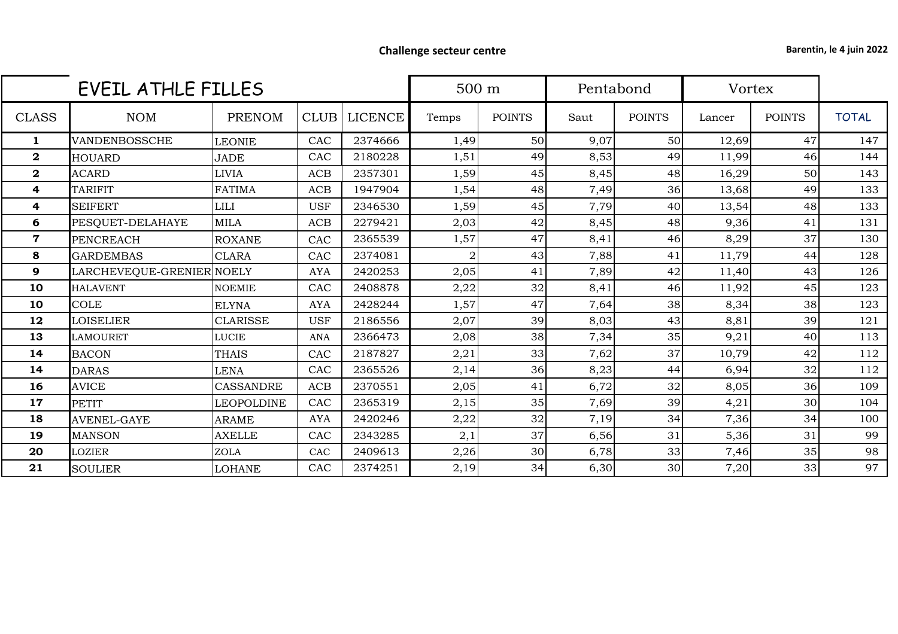**Challenge secteur centre**

**Barentin, le 4 juin 2022**

| EVEIL ATHLE FILLES | | | | | 500 m | | Pentabond | | Vortex | | |
|---|---|---|---|---|---|---|---|---|---|---|---|
| CLASS | NOM | PRENOM | CLUB | LICENCE | Temps | POINTS | Saut | POINTS | Lancer | POINTS | TOTAL |
| 1 | VANDENBOSSCHE | LEONIE | CAC | 2374666 | 1,49 | 50 | 9,07 | 50 | 12,69 | 47 | 147 |
| 2 | HOUARD | JADE | CAC | 2180228 | 1,51 | 49 | 8,53 | 49 | 11,99 | 46 | 144 |
| 2 | ACARD | LIVIA | ACB | 2357301 | 1,59 | 45 | 8,45 | 48 | 16,29 | 50 | 143 |
| 4 | TARIFIT | FATIMA | ACB | 1947904 | 1,54 | 48 | 7,49 | 36 | 13,68 | 49 | 133 |
| 4 | SEIFERT | LILI | USF | 2346530 | 1,59 | 45 | 7,79 | 40 | 13,54 | 48 | 133 |
| 6 | PESQUET-DELAHAYE | MILA | ACB | 2279421 | 2,03 | 42 | 8,45 | 48 | 9,36 | 41 | 131 |
| 7 | PENCREACH | ROXANE | CAC | 2365539 | 1,57 | 47 | 8,41 | 46 | 8,29 | 37 | 130 |
| 8 | GARDEMBAS | CLARA | CAC | 2374081 | 2 | 43 | 7,88 | 41 | 11,79 | 44 | 128 |
| 9 | LARCHEVEQUE-GRENIER | NOELY | AYA | 2420253 | 2,05 | 41 | 7,89 | 42 | 11,40 | 43 | 126 |
| 10 | HALAVENT | NOEMIE | CAC | 2408878 | 2,22 | 32 | 8,41 | 46 | 11,92 | 45 | 123 |
| 10 | COLE | ELYNA | AYA | 2428244 | 1,57 | 47 | 7,64 | 38 | 8,34 | 38 | 123 |
| 12 | LOISELIER | CLARISSE | USF | 2186556 | 2,07 | 39 | 8,03 | 43 | 8,81 | 39 | 121 |
| 13 | LAMOURET | LUCIE | ANA | 2366473 | 2,08 | 38 | 7,34 | 35 | 9,21 | 40 | 113 |
| 14 | BACON | THAIS | CAC | 2187827 | 2,21 | 33 | 7,62 | 37 | 10,79 | 42 | 112 |
| 14 | DARAS | LENA | CAC | 2365526 | 2,14 | 36 | 8,23 | 44 | 6,94 | 32 | 112 |
| 16 | AVICE | CASSANDRE | ACB | 2370551 | 2,05 | 41 | 6,72 | 32 | 8,05 | 36 | 109 |
| 17 | PETIT | LEOPOLDINE | CAC | 2365319 | 2,15 | 35 | 7,69 | 39 | 4,21 | 30 | 104 |
| 18 | AVENEL-GAYE | ARAME | AYA | 2420246 | 2,22 | 32 | 7,19 | 34 | 7,36 | 34 | 100 |
| 19 | MANSON | AXELLE | CAC | 2343285 | 2,1 | 37 | 6,56 | 31 | 5,36 | 31 | 99 |
| 20 | LOZIER | ZOLA | CAC | 2409613 | 2,26 | 30 | 6,78 | 33 | 7,46 | 35 | 98 |
| 21 | SOULIER | LOHANE | CAC | 2374251 | 2,19 | 34 | 6,30 | 30 | 7,20 | 33 | 97 |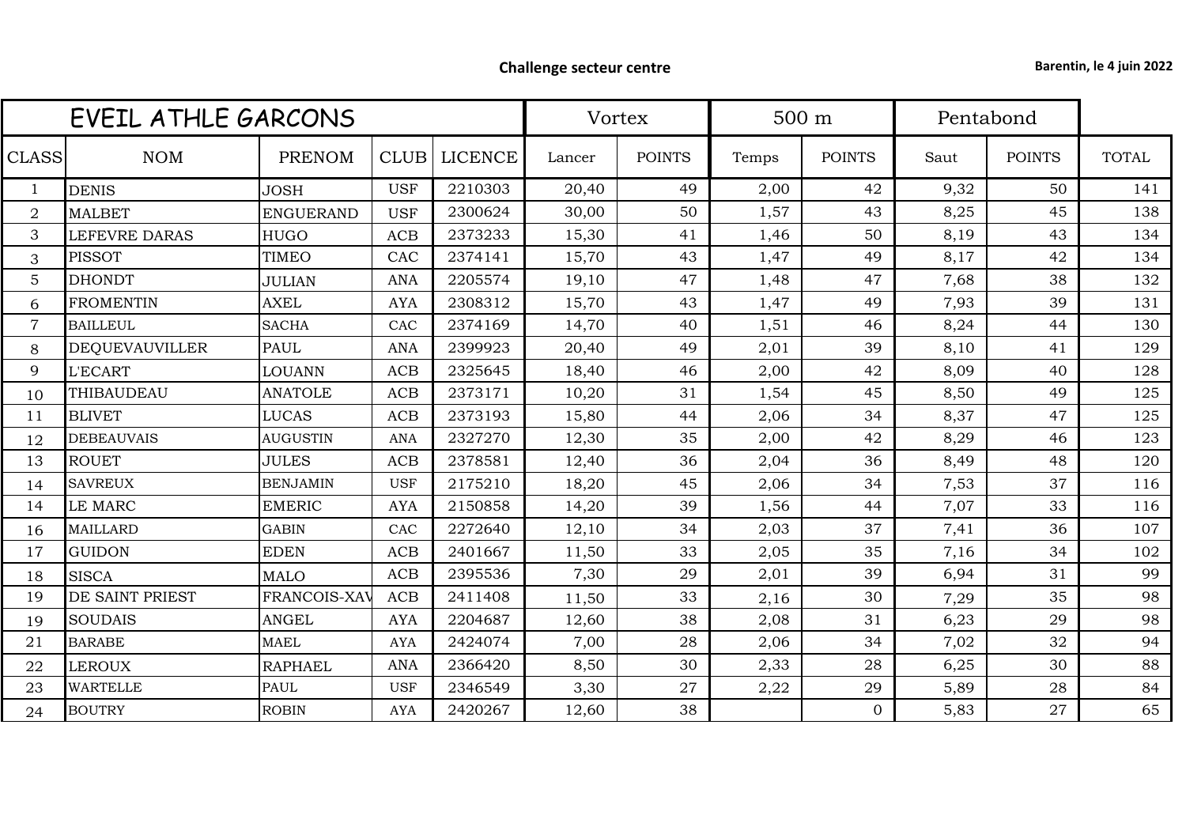**Challenge secteur centre** **Barentin, le 4 juin 2022**

| EVEIL ATHLE GARCONS | | | | | Vortex | | 500 m | | Pentabond | | |
|---|---|---|---|---|---|---|---|---|---|---|---|
| CLASS | NOM | PRENOM | CLUB | LICENCE | Lancer | POINTS | Temps | POINTS | Saut | POINTS | TOTAL |
| 1 | DENIS | JOSH | USF | 2210303 | 20,40 | 49 | 2,00 | 42 | 9,32 | 50 | 141 |
| 2 | MALBET | ENGUERAND | USF | 2300624 | 30,00 | 50 | 1,57 | 43 | 8,25 | 45 | 138 |
| 3 | LEFEVRE DARAS | HUGO | ACB | 2373233 | 15,30 | 41 | 1,46 | 50 | 8,19 | 43 | 134 |
| 3 | PISSOT | TIMEO | CAC | 2374141 | 15,70 | 43 | 1,47 | 49 | 8,17 | 42 | 134 |
| 5 | DHONDT | JULIAN | ANA | 2205574 | 19,10 | 47 | 1,48 | 47 | 7,68 | 38 | 132 |
| 6 | FROMENTIN | AXEL | AYA | 2308312 | 15,70 | 43 | 1,47 | 49 | 7,93 | 39 | 131 |
| 7 | BAILLEUL | SACHA | CAC | 2374169 | 14,70 | 40 | 1,51 | 46 | 8,24 | 44 | 130 |
| 8 | DEQUEVAUVILLER | PAUL | ANA | 2399923 | 20,40 | 49 | 2,01 | 39 | 8,10 | 41 | 129 |
| 9 | L'ECART | LOUANN | ACB | 2325645 | 18,40 | 46 | 2,00 | 42 | 8,09 | 40 | 128 |
| 10 | THIBAUDEAU | ANATOLE | ACB | 2373171 | 10,20 | 31 | 1,54 | 45 | 8,50 | 49 | 125 |
| 11 | BLIVET | LUCAS | ACB | 2373193 | 15,80 | 44 | 2,06 | 34 | 8,37 | 47 | 125 |
| 12 | DEBEAUVAIS | AUGUSTIN | ANA | 2327270 | 12,30 | 35 | 2,00 | 42 | 8,29 | 46 | 123 |
| 13 | ROUET | JULES | ACB | 2378581 | 12,40 | 36 | 2,04 | 36 | 8,49 | 48 | 120 |
| 14 | SAVREUX | BENJAMIN | USF | 2175210 | 18,20 | 45 | 2,06 | 34 | 7,53 | 37 | 116 |
| 14 | LE MARC | EMERIC | AYA | 2150858 | 14,20 | 39 | 1,56 | 44 | 7,07 | 33 | 116 |
| 16 | MAILLARD | GABIN | CAC | 2272640 | 12,10 | 34 | 2,03 | 37 | 7,41 | 36 | 107 |
| 17 | GUIDON | EDEN | ACB | 2401667 | 11,50 | 33 | 2,05 | 35 | 7,16 | 34 | 102 |
| 18 | SISCA | MALO | ACB | 2395536 | 7,30 | 29 | 2,01 | 39 | 6,94 | 31 | 99 |
| 19 | DE SAINT PRIEST | FRANCOIS-XAV | ACB | 2411408 | 11,50 | 33 | 2,16 | 30 | 7,29 | 35 | 98 |
| 19 | SOUDAIS | ANGEL | AYA | 2204687 | 12,60 | 38 | 2,08 | 31 | 6,23 | 29 | 98 |
| 21 | BARABE | MAEL | AYA | 2424074 | 7,00 | 28 | 2,06 | 34 | 7,02 | 32 | 94 |
| 22 | LEROUX | RAPHAEL | ANA | 2366420 | 8,50 | 30 | 2,33 | 28 | 6,25 | 30 | 88 |
| 23 | WARTELLE | PAUL | USF | 2346549 | 3,30 | 27 | 2,22 | 29 | 5,89 | 28 | 84 |
| 24 | BOUTRY | ROBIN | AYA | 2420267 | 12,60 | 38 | | 0 | 5,83 | 27 | 65 |